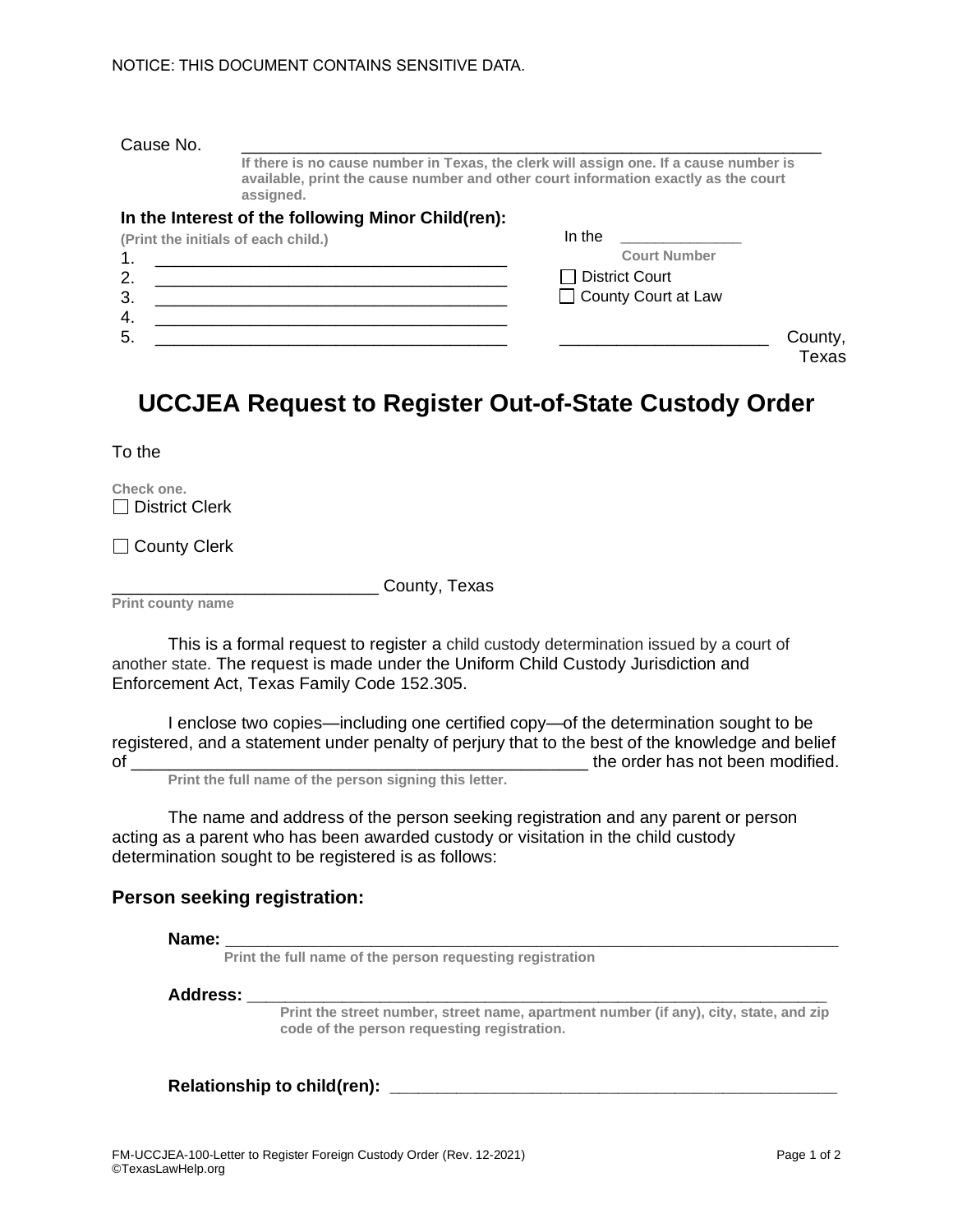NOTICE: THIS DOCUMENT CONTAINS SENSITIVE DATA.

Cause No. ______________________________________________

**If there is no cause number in Texas, the clerk will assign one. If a cause number is available, print the cause number and other court information exactly as the court assigned.**

**In the Interest of the following Minor Child(ren):**

**(Print the initials of each child.)**

1. ____________________________________
2. ____________________________________
3. ____________________________________
4. ____________________________________
5. ____________________________________

In the ______________
**Court Number**

☐ District Court
☐ County Court at Law

______________________ County, Texas

# UCCJEA Request to Register Out-of-State Custody Order

To the

**Check one.**

☐ District Clerk

☐ County Clerk

___________________________ County, Texas
**Print county name**

This is a formal request to register a child custody determination issued by a court of another state. The request is made under the Uniform Child Custody Jurisdiction and Enforcement Act, Texas Family Code 152.305.

I enclose two copies—including one certified copy—of the determination sought to be registered, and a statement under penalty of perjury that to the best of the knowledge and belief of ______________________________________________ the order has not been modified.
**Print the full name of the person signing this letter.**

The name and address of the person seeking registration and any parent or person acting as a parent who has been awarded custody or visitation in the child custody determination sought to be registered is as follows:

## Person seeking registration:

**Name:** ____________________________________________________________
**Print the full name of the person requesting registration**

**Address:** __________________________________________________________
**Print the street number, street name, apartment number (if any), city, state, and zip code of the person requesting registration.**

**Relationship to child(ren):** ______________________________________________

FM-UCCJEA-100-Letter to Register Foreign Custody Order (Rev. 12-2021)
©TexasLawHelp.org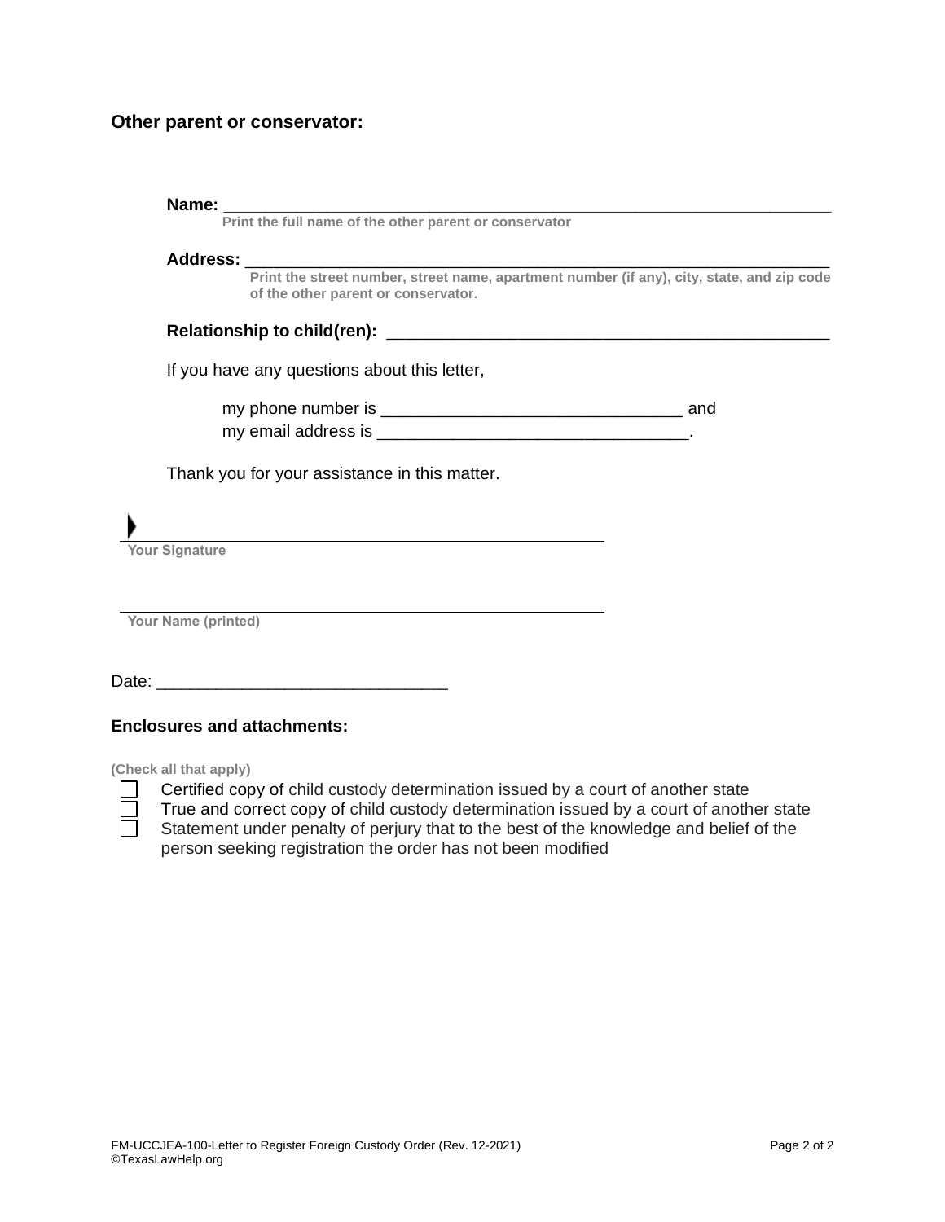**Other parent or conservator:**

**Name:** \_\_\_\_\_\_\_\_\_\_\_\_\_\_\_\_\_\_\_\_\_\_\_\_\_\_\_\_\_\_\_\_\_\_\_\_\_\_\_\_\_\_\_\_\_\_\_\_\_\_\_\_\_\_\_\_\_\_\_\_\_\_
Print the full name of the other parent or conservator

**Address:** \_\_\_\_\_\_\_\_\_\_\_\_\_\_\_\_\_\_\_\_\_\_\_\_\_\_\_\_\_\_\_\_\_\_\_\_\_\_\_\_\_\_\_\_\_\_\_\_\_\_\_\_\_\_\_\_\_\_\_\_\_
Print the street number, street name, apartment number (if any), city, state, and zip code of the other parent or conservator.

**Relationship to child(ren):** \_\_\_\_\_\_\_\_\_\_\_\_\_\_\_\_\_\_\_\_\_\_\_\_\_\_\_\_\_\_\_\_\_\_\_\_\_\_\_\_\_\_\_\_\_

If you have any questions about this letter,

my phone number is \_\_\_\_\_\_\_\_\_\_\_\_\_\_\_\_\_\_\_\_\_\_\_\_\_\_\_\_\_\_\_\_ and
my email address is \_\_\_\_\_\_\_\_\_\_\_\_\_\_\_\_\_\_\_\_\_\_\_\_\_\_\_\_\_\_\_\_.

Thank you for your assistance in this matter.

\_\_\_\_\_\_\_\_\_\_\_\_\_\_\_\_\_\_\_\_\_\_\_\_\_\_\_\_\_\_\_\_\_\_\_\_\_\_\_\_\_\_\_\_\_\_\_\_\_\_
Your Signature

\_\_\_\_\_\_\_\_\_\_\_\_\_\_\_\_\_\_\_\_\_\_\_\_\_\_\_\_\_\_\_\_\_\_\_\_\_\_\_\_\_\_\_\_\_\_\_\_\_\_
Your Name (printed)

Date: \_\_\_\_\_\_\_\_\_\_\_\_\_\_\_\_\_\_\_\_\_\_\_\_\_\_\_\_\_\_\_

**Enclosures and attachments:**

(Check all that apply)

- ☐ Certified copy of child custody determination issued by a court of another state
- ☐ True and correct copy of child custody determination issued by a court of another state
- ☐ Statement under penalty of perjury that to the best of the knowledge and belief of the person seeking registration the order has not been modified

FM-UCCJEA-100-Letter to Register Foreign Custody Order (Rev. 12-2021)
©TexasLawHelp.org